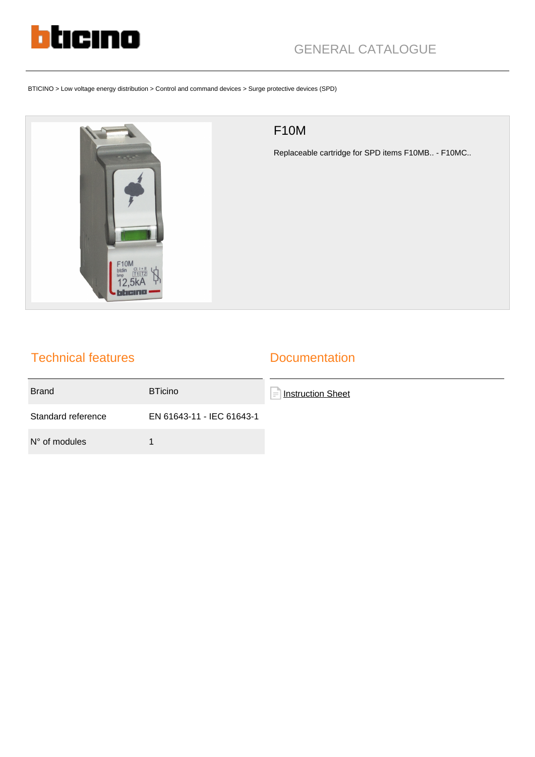GENERAL CATALOGUE

BTICINO > Low voltage energy distribution > Control and command devices > Surge protective devices (SPD)

# F10M

Replaceable cartridge for SPD items F10MB.. - F10MC..

## Technical features

| Brand | BTicino |
| --- | --- |
| Standard reference | EN 61643-11 - IEC 61643-1 |
| N° of modules | 1 |

## Documentation

Instruction Sheet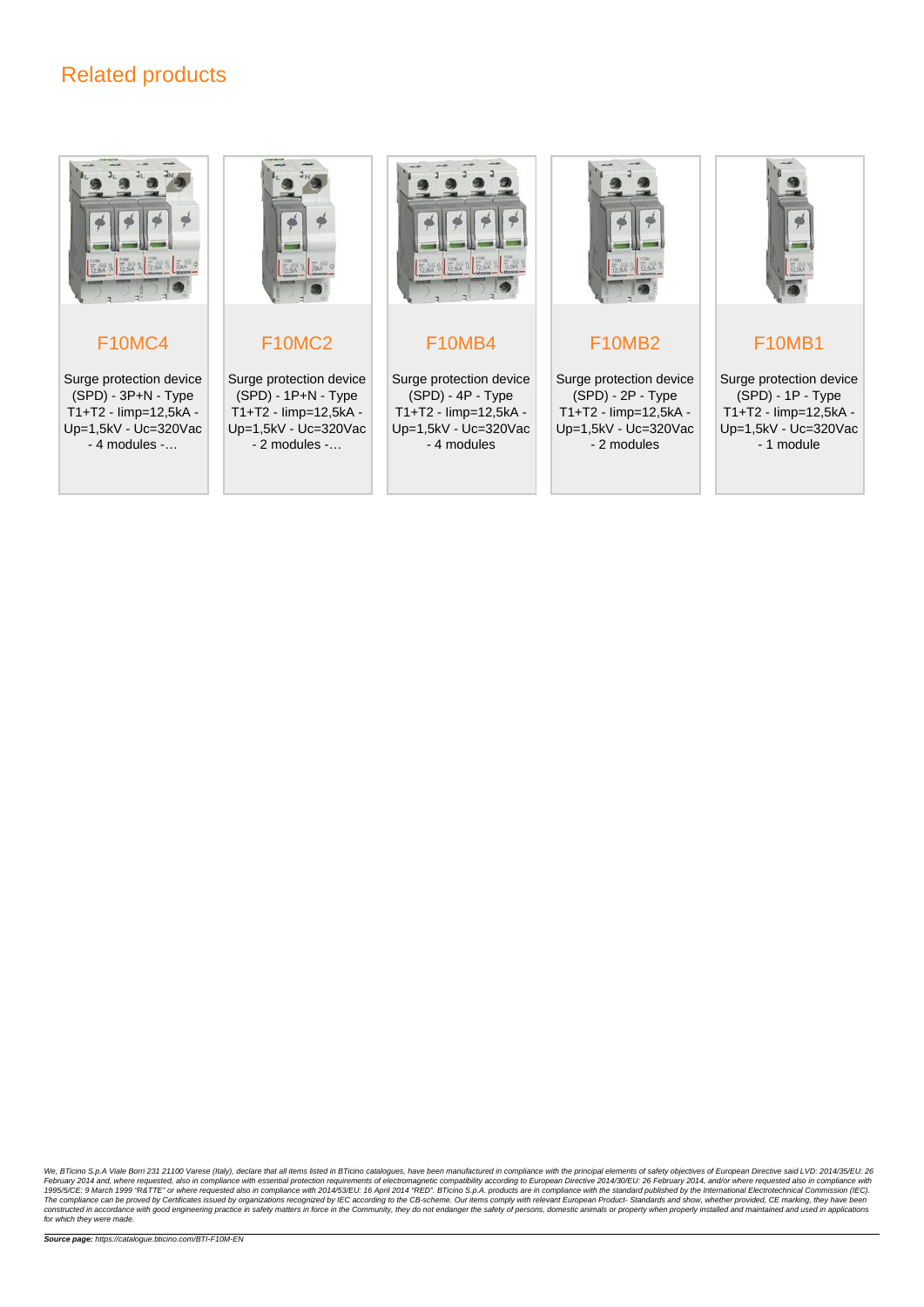## Related products

### F10MC4

Surge protection device (SPD) - 3P+N - Type T1+T2 - Iimp=12,5kA - Up=1,5kV - Uc=320Vac - 4 modules -…

### F10MC2

Surge protection device (SPD) - 1P+N - Type T1+T2 - Iimp=12,5kA - Up=1,5kV - Uc=320Vac - 2 modules -…

### F10MB4

Surge protection device (SPD) - 4P - Type T1+T2 - Iimp=12,5kA - Up=1,5kV - Uc=320Vac - 4 modules

### F10MB2

Surge protection device (SPD) - 2P - Type T1+T2 - Iimp=12,5kA - Up=1,5kV - Uc=320Vac - 2 modules

### F10MB1

Surge protection device (SPD) - 1P - Type T1+T2 - Iimp=12,5kA - Up=1,5kV - Uc=320Vac - 1 module

*We, BTicino S.p.A Viale Borri 231 21100 Varese (Italy), declare that all items listed in BTicino catalogues, have been manufactured in compliance with the principal elements of safety objectives of European Directive said LVD: 2014/35/EU: 26 February 2014 and, where requested, also in compliance with essential protection requirements of electromagnetic compatibility according to European Directive 2014/30/EU: 26 February 2014, and/or where requested also in compliance with 1995/5/CE: 9 March 1999 "R&TTE" or where requested also in compliance with 2014/53/EU: 16 April 2014 "RED". BTicino S.p.A. products are in compliance with the standard published by the International Electrotechnical Commission (IEC). The compliance can be proved by Certificates issued by organizations recognized by IEC according to the CB-scheme. Our items comply with relevant European Product- Standards and show, whether provided, CE marking, they have been constructed in accordance with good engineering practice in safety matters in force in the Community, they do not endanger the safety of persons, domestic animals or property when properly installed and maintained and used in applications for which they were made.*

**Source page:** *https://catalogue.bticino.com/BTI-F10M-EN*